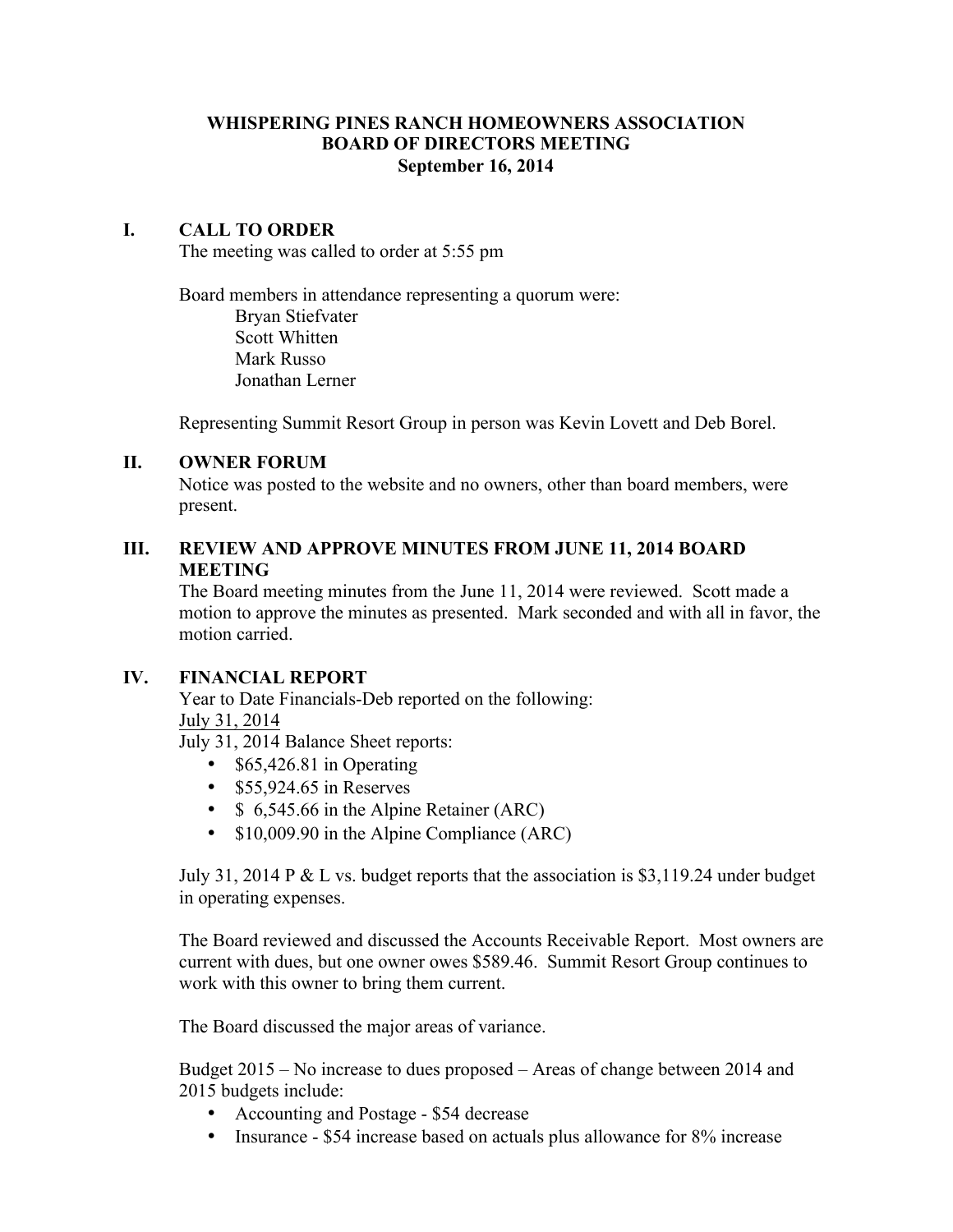# WHISPERING PINES RANCH HOMEOWNERS ASSOCIATION
## BOARD OF DIRECTORS MEETING
### September 16, 2014

## I. CALL TO ORDER

The meeting was called to order at 5:55 pm

Board members in attendance representing a quorum were:

- Bryan Stiefvater
- Scott Whitten
- Mark Russo
- Jonathan Lerner

Representing Summit Resort Group in person was Kevin Lovett and Deb Borel.

## II. OWNER FORUM

Notice was posted to the website and no owners, other than board members, were present.

## III. REVIEW AND APPROVE MINUTES FROM JUNE 11, 2014 BOARD MEETING

The Board meeting minutes from the June 11, 2014 were reviewed. Scott made a motion to approve the minutes as presented. Mark seconded and with all in favor, the motion carried.

## IV. FINANCIAL REPORT

Year to Date Financials-Deb reported on the following:

July 31, 2014

July 31, 2014 Balance Sheet reports:

- $65,426.81 in Operating
- $55,924.65 in Reserves
- $ 6,545.66 in the Alpine Retainer (ARC)
- $10,009.90 in the Alpine Compliance (ARC)

July 31, 2014 P & L vs. budget reports that the association is $3,119.24 under budget in operating expenses.

The Board reviewed and discussed the Accounts Receivable Report. Most owners are current with dues, but one owner owes $589.46. Summit Resort Group continues to work with this owner to bring them current.

The Board discussed the major areas of variance.

Budget 2015 – No increase to dues proposed – Areas of change between 2014 and 2015 budgets include:

- Accounting and Postage - $54 decrease
- Insurance - $54 increase based on actuals plus allowance for 8% increase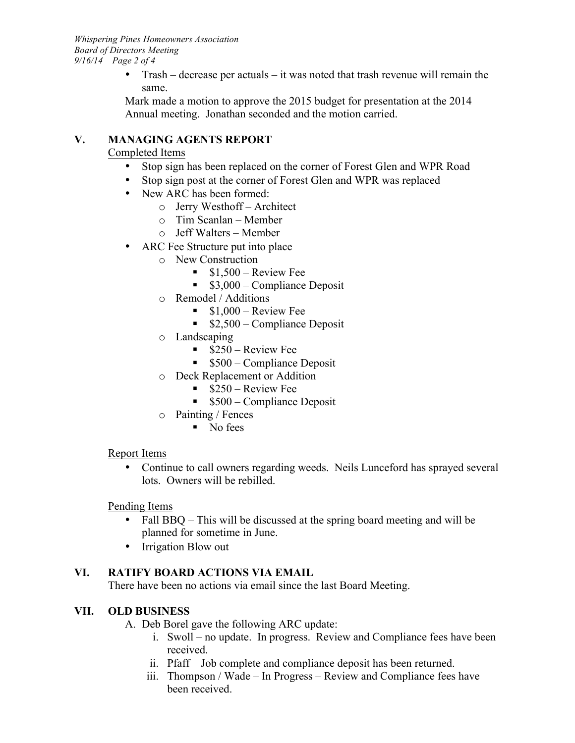- Trash – decrease per actuals – it was noted that trash revenue will remain the same.

Mark made a motion to approve the 2015 budget for presentation at the 2014 Annual meeting. Jonathan seconded and the motion carried.

## V. MANAGING AGENTS REPORT

Completed Items

- Stop sign has been replaced on the corner of Forest Glen and WPR Road
- Stop sign post at the corner of Forest Glen and WPR was replaced
- New ARC has been formed:
  - Jerry Westhoff – Architect
  - Tim Scanlan – Member
  - Jeff Walters – Member
- ARC Fee Structure put into place
  - New Construction
    - $1,500 – Review Fee
    - $3,000 – Compliance Deposit
  - Remodel / Additions
    - $1,000 – Review Fee
    - $2,500 – Compliance Deposit
  - Landscaping
    - $250 – Review Fee
    - $500 – Compliance Deposit
  - Deck Replacement or Addition
    - $250 – Review Fee
    - $500 – Compliance Deposit
  - Painting / Fences
    - No fees

Report Items

- Continue to call owners regarding weeds. Neils Lunceford has sprayed several lots. Owners will be rebilled.

Pending Items

- Fall BBQ – This will be discussed at the spring board meeting and will be planned for sometime in June.
- Irrigation Blow out

## VI. RATIFY BOARD ACTIONS VIA EMAIL

There have been no actions via email since the last Board Meeting.

## VII. OLD BUSINESS

A. Deb Borel gave the following ARC update:

i. Swoll – no update. In progress. Review and Compliance fees have been received.

ii. Pfaff – Job complete and compliance deposit has been returned.

iii. Thompson / Wade – In Progress – Review and Compliance fees have been received.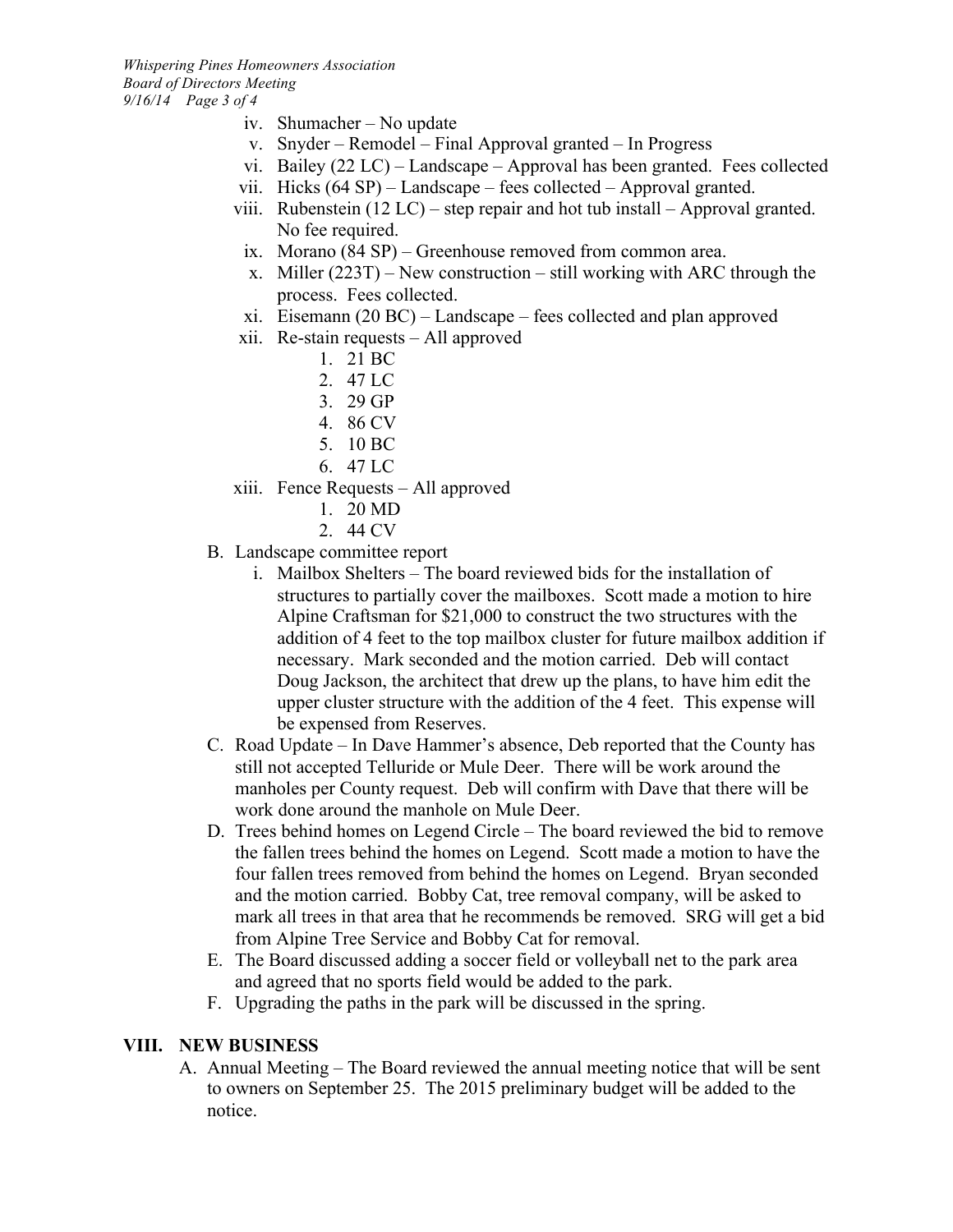iv. Shumacher – No update
v. Snyder – Remodel – Final Approval granted – In Progress
vi. Bailey (22 LC) – Landscape – Approval has been granted. Fees collected
vii. Hicks (64 SP) – Landscape – fees collected – Approval granted.
viii. Rubenstein (12 LC) – step repair and hot tub install – Approval granted. No fee required.
ix. Morano (84 SP) – Greenhouse removed from common area.
x. Miller (223T) – New construction – still working with ARC through the process. Fees collected.
xi. Eisemann (20 BC) – Landscape – fees collected and plan approved
xii. Re-stain requests – All approved
    1. 21 BC
    2. 47 LC
    3. 29 GP
    4. 86 CV
    5. 10 BC
    6. 47 LC
xiii. Fence Requests – All approved
    1. 20 MD
    2. 44 CV

B. Landscape committee report
   i. Mailbox Shelters – The board reviewed bids for the installation of structures to partially cover the mailboxes. Scott made a motion to hire Alpine Craftsman for $21,000 to construct the two structures with the addition of 4 feet to the top mailbox cluster for future mailbox addition if necessary. Mark seconded and the motion carried. Deb will contact Doug Jackson, the architect that drew up the plans, to have him edit the upper cluster structure with the addition of the 4 feet. This expense will be expensed from Reserves.

C. Road Update – In Dave Hammer's absence, Deb reported that the County has still not accepted Telluride or Mule Deer. There will be work around the manholes per County request. Deb will confirm with Dave that there will be work done around the manhole on Mule Deer.

D. Trees behind homes on Legend Circle – The board reviewed the bid to remove the fallen trees behind the homes on Legend. Scott made a motion to have the four fallen trees removed from behind the homes on Legend. Bryan seconded and the motion carried. Bobby Cat, tree removal company, will be asked to mark all trees in that area that he recommends be removed. SRG will get a bid from Alpine Tree Service and Bobby Cat for removal.

E. The Board discussed adding a soccer field or volleyball net to the park area and agreed that no sports field would be added to the park.

F. Upgrading the paths in the park will be discussed in the spring.

## VIII. NEW BUSINESS

A. Annual Meeting – The Board reviewed the annual meeting notice that will be sent to owners on September 25. The 2015 preliminary budget will be added to the notice.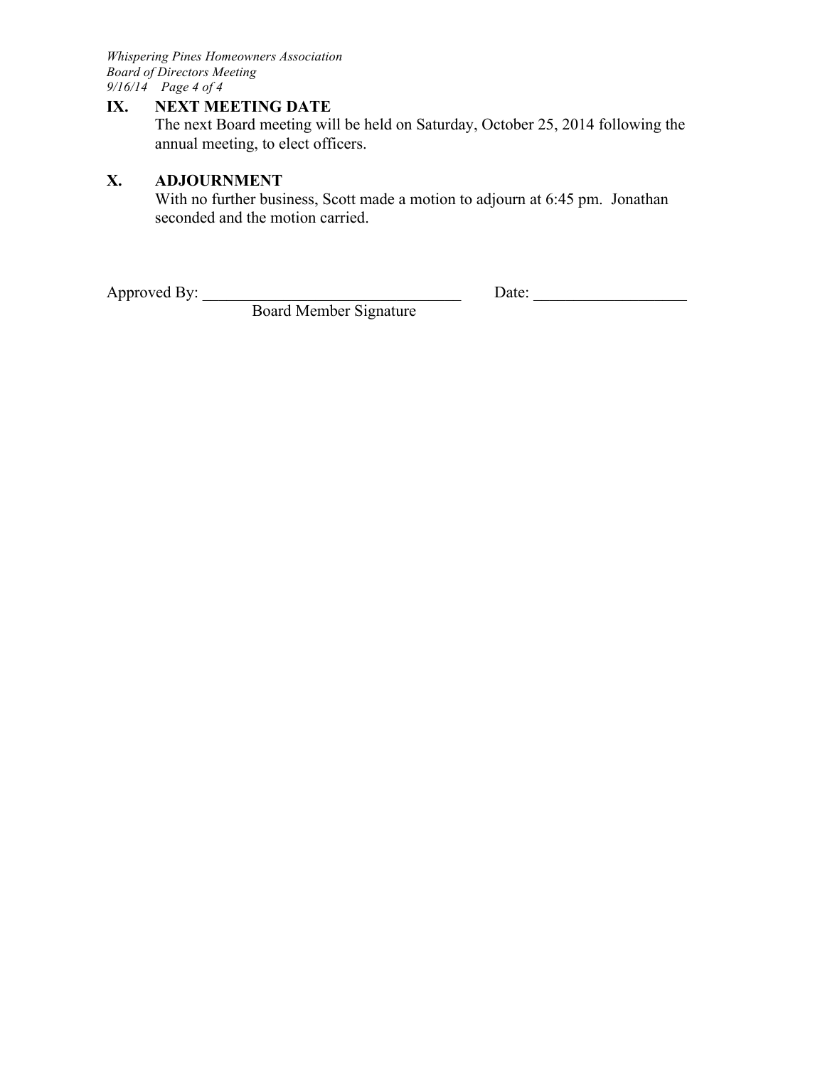## IX. NEXT MEETING DATE

The next Board meeting will be held on Saturday, October 25, 2014 following the annual meeting, to elect officers.

## X. ADJOURNMENT

With no further business, Scott made a motion to adjourn at 6:45 pm. Jonathan seconded and the motion carried.

Approved By: ________________________________ Date: ___________________

Board Member Signature